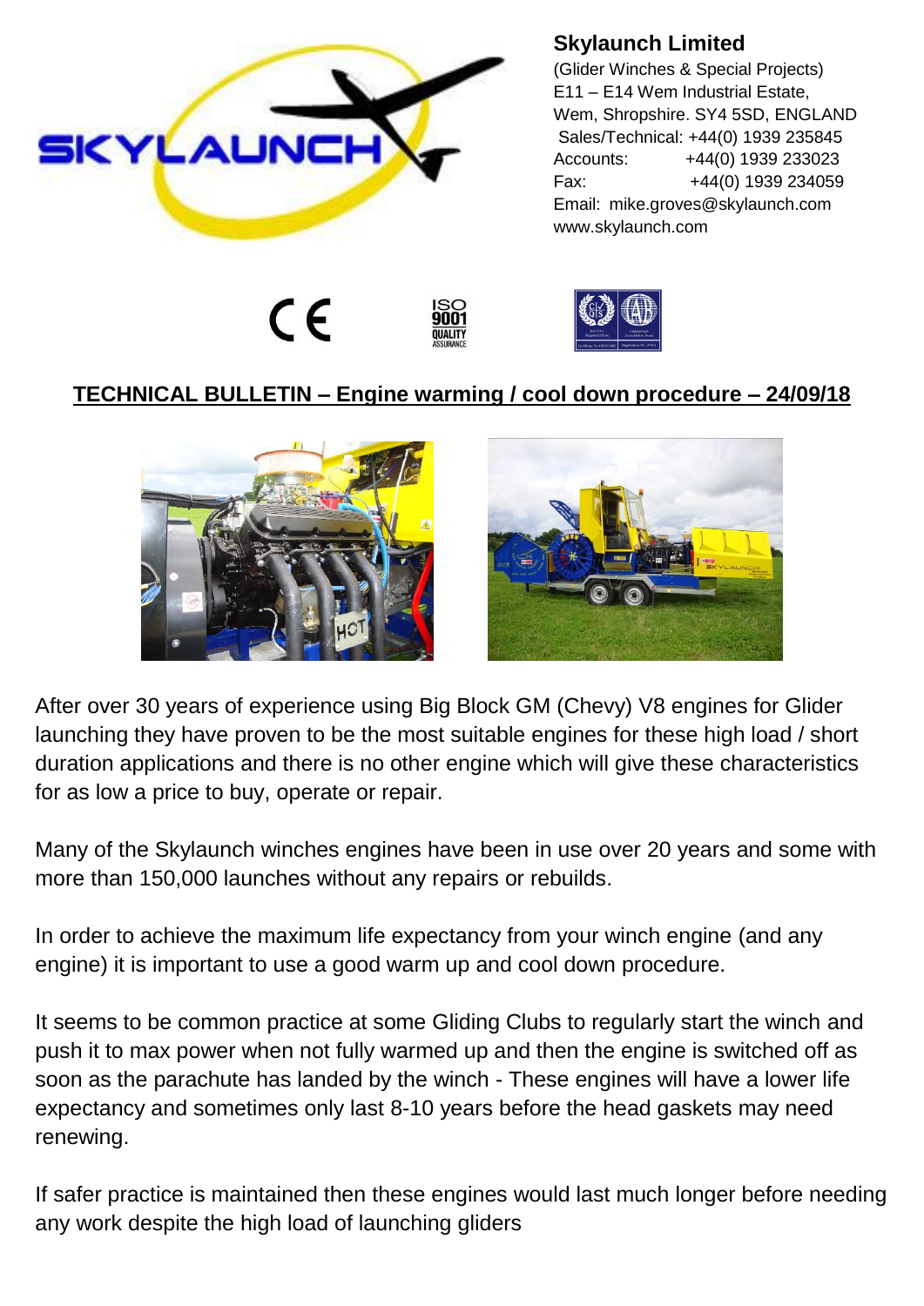**Skylaunch Limited**
(Glider Winches & Special Projects)
E11 – E14 Wem Industrial Estate,
Wem, Shropshire. SY4 5SD, ENGLAND
Sales/Technical: +44(0) 1939 235845
Accounts: +44(0) 1939 233023
Fax: +44(0) 1939 234059
Email: mike.groves@skylaunch.com
www.skylaunch.com

## TECHNICAL BULLETIN – Engine warming / cool down procedure – 24/09/18

After over 30 years of experience using Big Block GM (Chevy) V8 engines for Glider launching they have proven to be the most suitable engines for these high load / short duration applications and there is no other engine which will give these characteristics for as low a price to buy, operate or repair.

Many of the Skylaunch winches engines have been in use over 20 years and some with more than 150,000 launches without any repairs or rebuilds.

In order to achieve the maximum life expectancy from your winch engine (and any engine) it is important to use a good warm up and cool down procedure.

It seems to be common practice at some Gliding Clubs to regularly start the winch and push it to max power when not fully warmed up and then the engine is switched off as soon as the parachute has landed by the winch - These engines will have a lower life expectancy and sometimes only last 8-10 years before the head gaskets may need renewing.

If safer practice is maintained then these engines would last much longer before needing any work despite the high load of launching gliders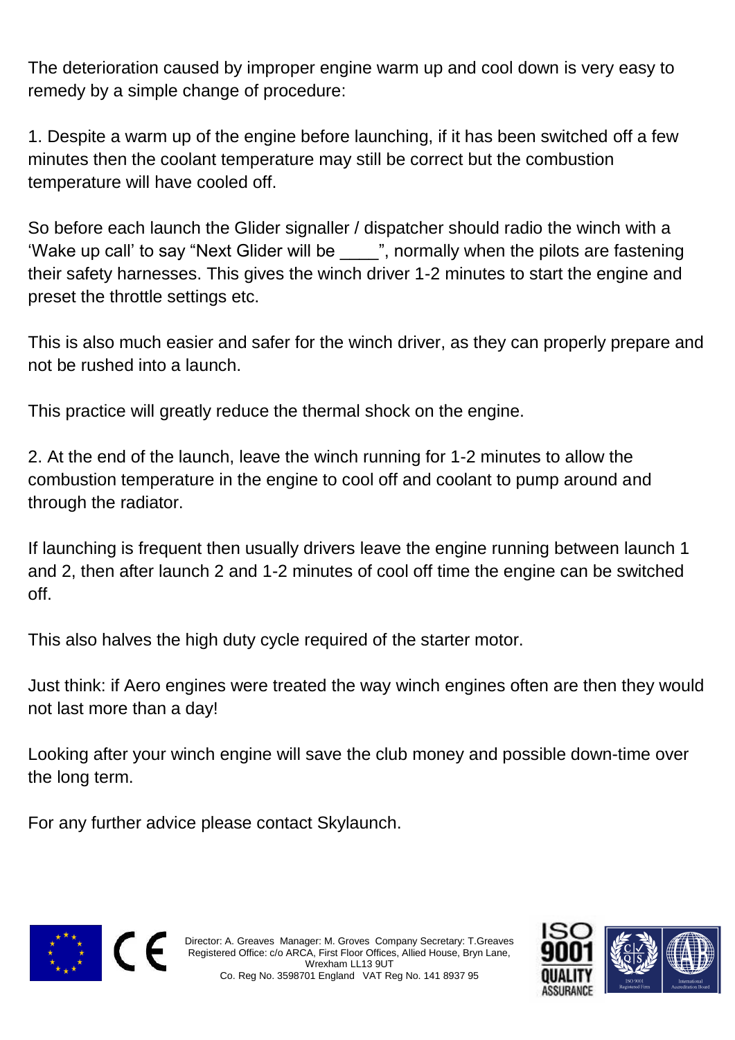The deterioration caused by improper engine warm up and cool down is very easy to remedy by a simple change of procedure:

1. Despite a warm up of the engine before launching, if it has been switched off a few minutes then the coolant temperature may still be correct but the combustion temperature will have cooled off.

So before each launch the Glider signaller / dispatcher should radio the winch with a 'Wake up call' to say "Next Glider will be ____", normally when the pilots are fastening their safety harnesses. This gives the winch driver 1-2 minutes to start the engine and preset the throttle settings etc.

This is also much easier and safer for the winch driver, as they can properly prepare and not be rushed into a launch.

This practice will greatly reduce the thermal shock on the engine.

2. At the end of the launch, leave the winch running for 1-2 minutes to allow the combustion temperature in the engine to cool off and coolant to pump around and through the radiator.

If launching is frequent then usually drivers leave the engine running between launch 1 and 2, then after launch 2 and 1-2 minutes of cool off time the engine can be switched off.

This also halves the high duty cycle required of the starter motor.

Just think: if Aero engines were treated the way winch engines often are then they would not last more than a day!

Looking after your winch engine will save the club money and possible down-time over the long term.

For any further advice please contact Skylaunch.